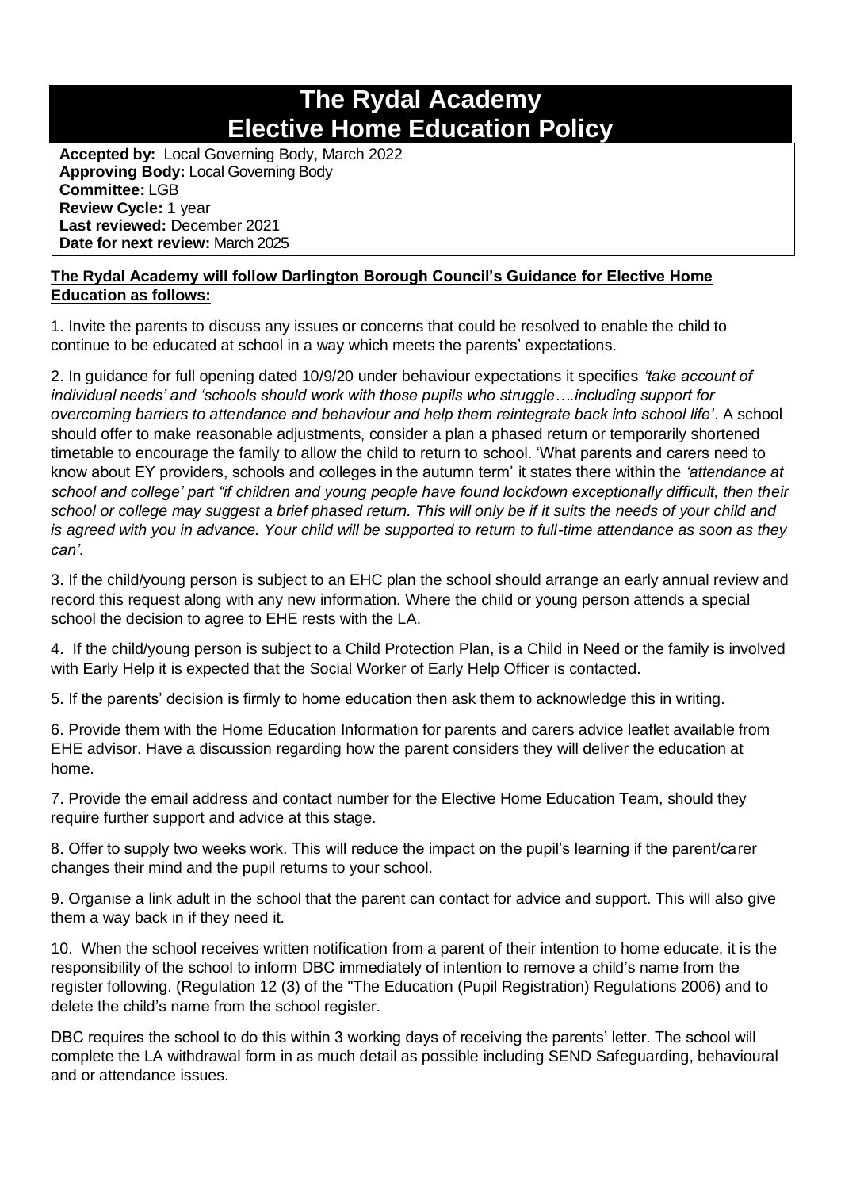# The Rydal Academy
# Elective Home Education Policy

**Accepted by:** Local Governing Body, March 2022
**Approving Body:** Local Governing Body
**Committee:** LGB
**Review Cycle:** 1 year
**Last reviewed:** December 2021
**Date for next review:** March 2025

**The Rydal Academy will follow Darlington Borough Council's Guidance for Elective Home Education as follows:**

1. Invite the parents to discuss any issues or concerns that could be resolved to enable the child to continue to be educated at school in a way which meets the parents' expectations.

2. In guidance for full opening dated 10/9/20 under behaviour expectations it specifies *'take account of individual needs' and 'schools should work with those pupils who struggle….including support for overcoming barriers to attendance and behaviour and help them reintegrate back into school life'*. A school should offer to make reasonable adjustments, consider a plan a phased return or temporarily shortened timetable to encourage the family to allow the child to return to school. 'What parents and carers need to know about EY providers, schools and colleges in the autumn term' it states there within the *'attendance at school and college' part "if children and young people have found lockdown exceptionally difficult, then their school or college may suggest a brief phased return. This will only be if it suits the needs of your child and is agreed with you in advance. Your child will be supported to return to full-time attendance as soon as they can'.*

3. If the child/young person is subject to an EHC plan the school should arrange an early annual review and record this request along with any new information. Where the child or young person attends a special school the decision to agree to EHE rests with the LA.

4. If the child/young person is subject to a Child Protection Plan, is a Child in Need or the family is involved with Early Help it is expected that the Social Worker of Early Help Officer is contacted.

5. If the parents' decision is firmly to home education then ask them to acknowledge this in writing.

6. Provide them with the Home Education Information for parents and carers advice leaflet available from EHE advisor. Have a discussion regarding how the parent considers they will deliver the education at home.

7. Provide the email address and contact number for the Elective Home Education Team, should they require further support and advice at this stage.

8. Offer to supply two weeks work. This will reduce the impact on the pupil's learning if the parent/carer changes their mind and the pupil returns to your school.

9. Organise a link adult in the school that the parent can contact for advice and support. This will also give them a way back in if they need it.

10. When the school receives written notification from a parent of their intention to home educate, it is the responsibility of the school to inform DBC immediately of intention to remove a child's name from the register following. (Regulation 12 (3) of the "The Education (Pupil Registration) Regulations 2006) and to delete the child's name from the school register.

DBC requires the school to do this within 3 working days of receiving the parents' letter. The school will complete the LA withdrawal form in as much detail as possible including SEND Safeguarding, behavioural and or attendance issues.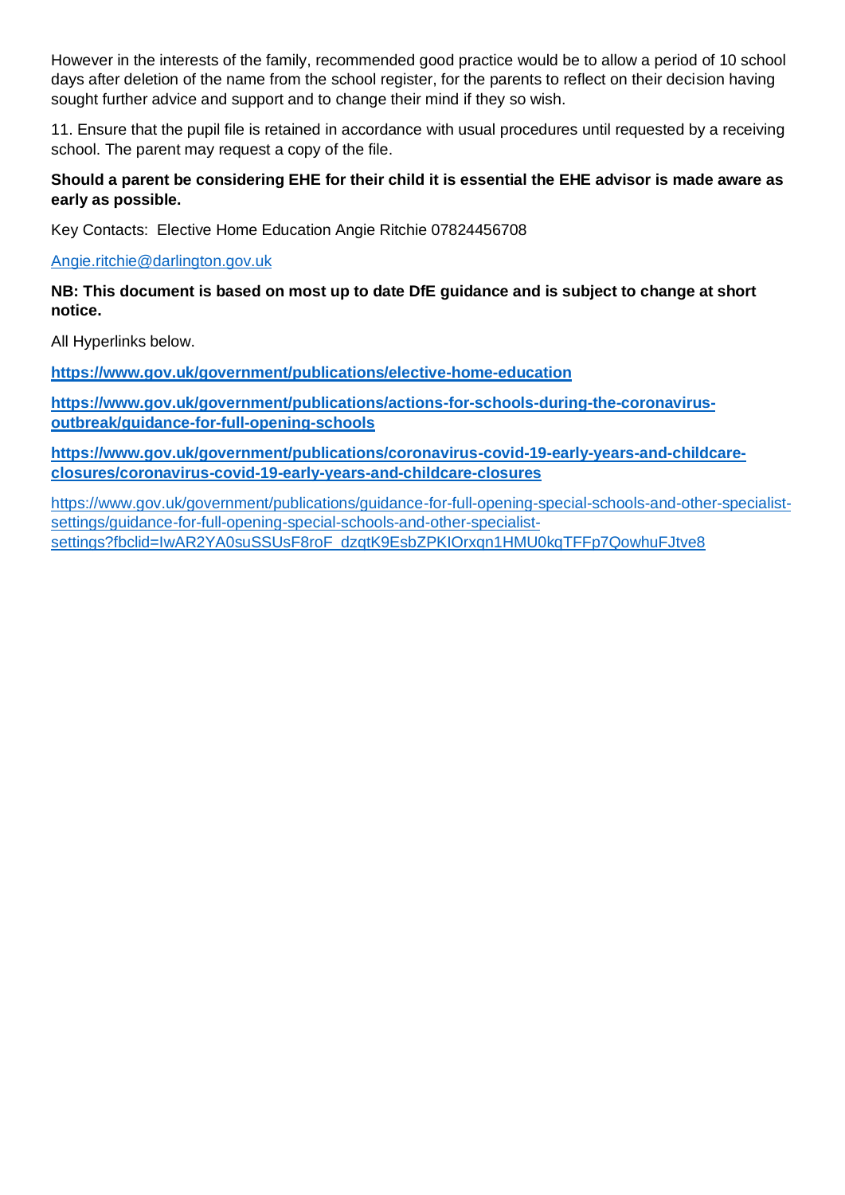However in the interests of the family, recommended good practice would be to allow a period of 10 school days after deletion of the name from the school register, for the parents to reflect on their decision having sought further advice and support and to change their mind if they so wish.

11. Ensure that the pupil file is retained in accordance with usual procedures until requested by a receiving school. The parent may request a copy of the file.

**Should a parent be considering EHE for their child it is essential the EHE advisor is made aware as early as possible.**

Key Contacts: Elective Home Education Angie Ritchie 07824456708

Angie.ritchie@darlington.gov.uk

**NB: This document is based on most up to date DfE guidance and is subject to change at short notice.**

All Hyperlinks below.

**https://www.gov.uk/government/publications/elective-home-education**

**https://www.gov.uk/government/publications/actions-for-schools-during-the-coronavirus-outbreak/guidance-for-full-opening-schools**

**https://www.gov.uk/government/publications/coronavirus-covid-19-early-years-and-childcare-closures/coronavirus-covid-19-early-years-and-childcare-closures**

https://www.gov.uk/government/publications/guidance-for-full-opening-special-schools-and-other-specialist-settings/guidance-for-full-opening-special-schools-and-other-specialist-settings?fbclid=IwAR2YA0suSSUsF8roF_dzqtK9EsbZPKIOrxqn1HMU0kqTFFp7QowhuFJtve8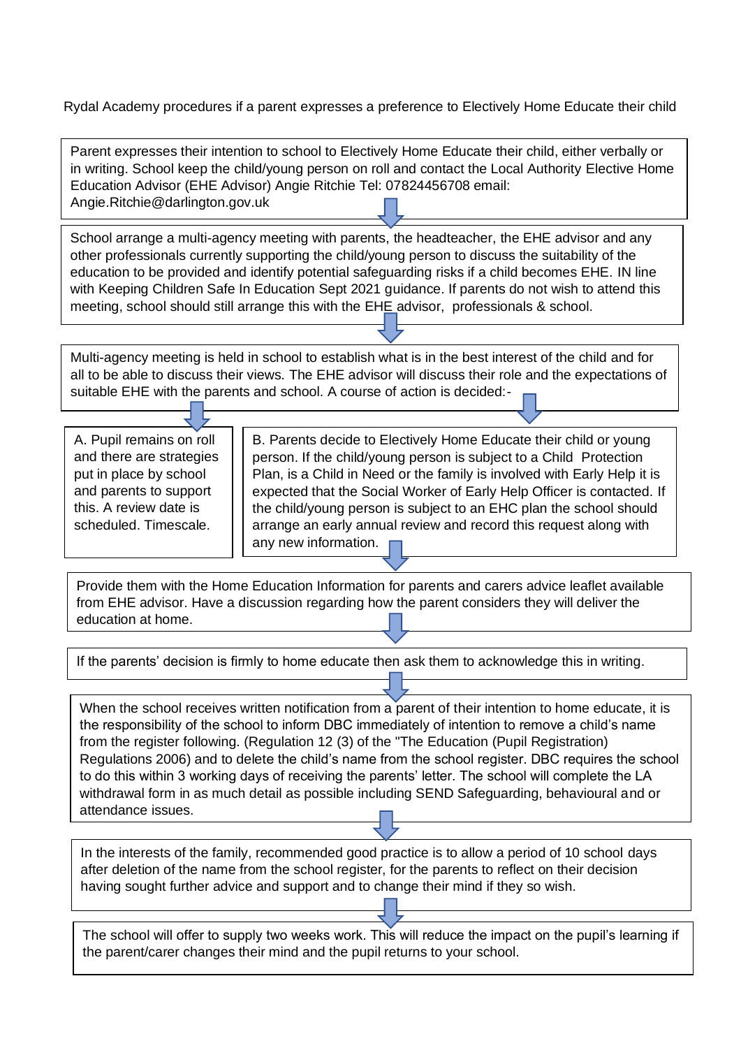Rydal Academy procedures if a parent expresses a preference to Electively Home Educate their child

Parent expresses their intention to school to Electively Home Educate their child, either verbally or in writing. School keep the child/young person on roll and contact the Local Authority Elective Home Education Advisor (EHE Advisor) Angie Ritchie Tel: 07824456708 email: Angie.Ritchie@darlington.gov.uk

School arrange a multi-agency meeting with parents, the headteacher, the EHE advisor and any other professionals currently supporting the child/young person to discuss the suitability of the education to be provided and identify potential safeguarding risks if a child becomes EHE. IN line with Keeping Children Safe In Education Sept 2021 guidance. If parents do not wish to attend this meeting, school should still arrange this with the EHE advisor, professionals & school.

Multi-agency meeting is held in school to establish what is in the best interest of the child and for all to be able to discuss their views. The EHE advisor will discuss their role and the expectations of suitable EHE with the parents and school. A course of action is decided:-

A. Pupil remains on roll and there are strategies put in place by school and parents to support this. A review date is scheduled. Timescale.

B. Parents decide to Electively Home Educate their child or young person. If the child/young person is subject to a Child Protection Plan, is a Child in Need or the family is involved with Early Help it is expected that the Social Worker of Early Help Officer is contacted. If the child/young person is subject to an EHC plan the school should arrange an early annual review and record this request along with any new information.

Provide them with the Home Education Information for parents and carers advice leaflet available from EHE advisor. Have a discussion regarding how the parent considers they will deliver the education at home.

If the parents' decision is firmly to home educate then ask them to acknowledge this in writing.

When the school receives written notification from a parent of their intention to home educate, it is the responsibility of the school to inform DBC immediately of intention to remove a child's name from the register following. (Regulation 12 (3) of the "The Education (Pupil Registration) Regulations 2006) and to delete the child's name from the school register. DBC requires the school to do this within 3 working days of receiving the parents' letter. The school will complete the LA withdrawal form in as much detail as possible including SEND Safeguarding, behavioural and or attendance issues.

In the interests of the family, recommended good practice is to allow a period of 10 school days after deletion of the name from the school register, for the parents to reflect on their decision having sought further advice and support and to change their mind if they so wish.

The school will offer to supply two weeks work. This will reduce the impact on the pupil's learning if the parent/carer changes their mind and the pupil returns to your school.